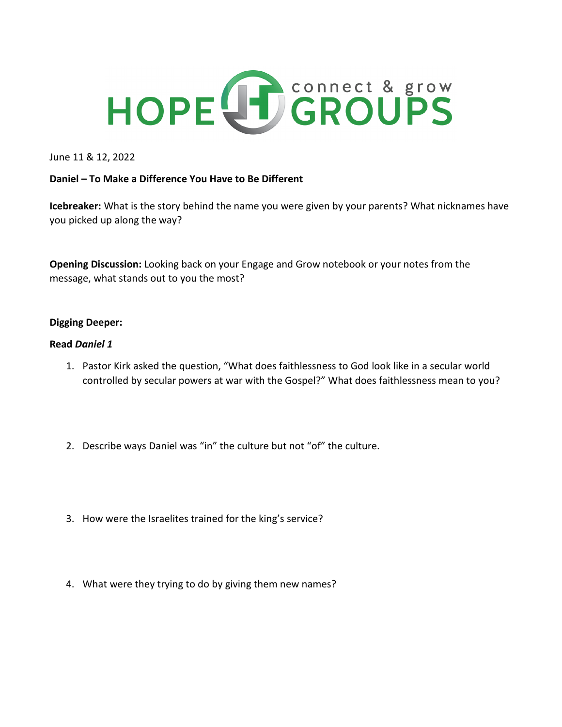# HOPE GROUPS connect & grow

June 11 & 12, 2022

**Daniel – To Make a Difference You Have to Be Different**

**Icebreaker:** What is the story behind the name you were given by your parents? What nicknames have you picked up along the way?

**Opening Discussion:** Looking back on your Engage and Grow notebook or your notes from the message, what stands out to you the most?

**Digging Deeper:**

**Read *Daniel 1***

1. Pastor Kirk asked the question, "What does faithlessness to God look like in a secular world controlled by secular powers at war with the Gospel?" What does faithlessness mean to you?

2. Describe ways Daniel was "in" the culture but not "of" the culture.

3. How were the Israelites trained for the king's service?

4. What were they trying to do by giving them new names?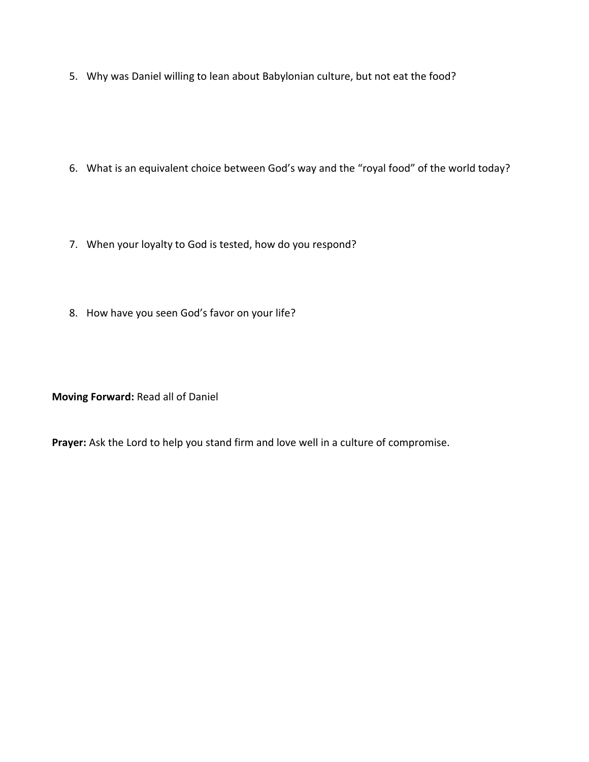5. Why was Daniel willing to lean about Babylonian culture, but not eat the food?

6. What is an equivalent choice between God's way and the "royal food" of the world today?

7. When your loyalty to God is tested, how do you respond?

8. How have you seen God's favor on your life?

**Moving Forward:** Read all of Daniel

**Prayer:** Ask the Lord to help you stand firm and love well in a culture of compromise.